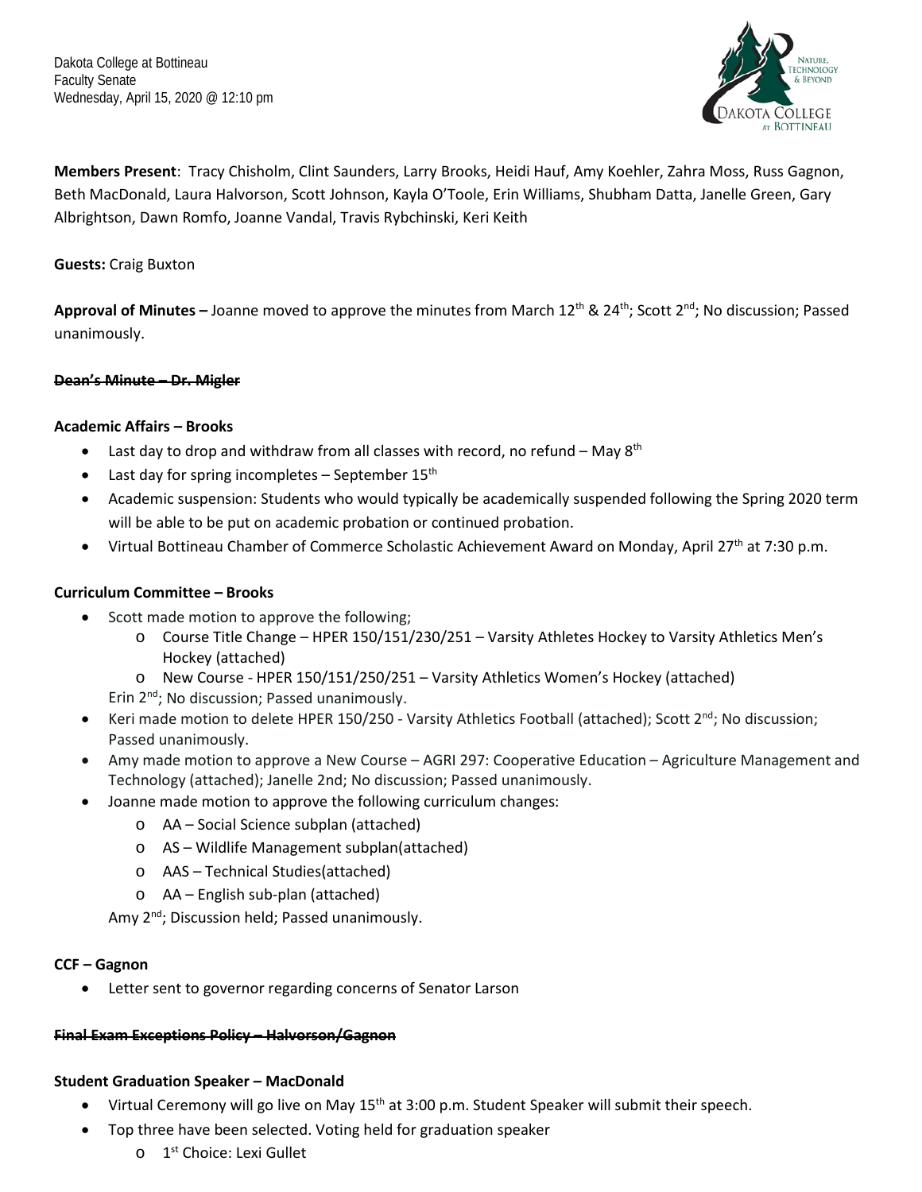Dakota College at Bottineau
Faculty Senate
Wednesday, April 15, 2020 @ 12:10 pm

**Members Present**: Tracy Chisholm, Clint Saunders, Larry Brooks, Heidi Hauf, Amy Koehler, Zahra Moss, Russ Gagnon, Beth MacDonald, Laura Halvorson, Scott Johnson, Kayla O'Toole, Erin Williams, Shubham Datta, Janelle Green, Gary Albrightson, Dawn Romfo, Joanne Vandal, Travis Rybchinski, Keri Keith

**Guests:** Craig Buxton

**Approval of Minutes –** Joanne moved to approve the minutes from March 12th & 24th; Scott 2nd; No discussion; Passed unanimously.

**~~Dean's Minute – Dr. Migler~~**

**Academic Affairs – Brooks**

- Last day to drop and withdraw from all classes with record, no refund – May 8th
- Last day for spring incompletes – September 15th
- Academic suspension: Students who would typically be academically suspended following the Spring 2020 term will be able to be put on academic probation or continued probation.
- Virtual Bottineau Chamber of Commerce Scholastic Achievement Award on Monday, April 27th at 7:30 p.m.

**Curriculum Committee – Brooks**

- Scott made motion to approve the following;
  - Course Title Change – HPER 150/151/230/251 – Varsity Athletes Hockey to Varsity Athletics Men's Hockey (attached)
  - New Course - HPER 150/151/250/251 – Varsity Athletics Women's Hockey (attached)

  Erin 2nd; No discussion; Passed unanimously.
- Keri made motion to delete HPER 150/250 - Varsity Athletics Football (attached); Scott 2nd; No discussion; Passed unanimously.
- Amy made motion to approve a New Course – AGRI 297: Cooperative Education – Agriculture Management and Technology (attached); Janelle 2nd; No discussion; Passed unanimously.
- Joanne made motion to approve the following curriculum changes:
  - AA – Social Science subplan (attached)
  - AS – Wildlife Management subplan(attached)
  - AAS – Technical Studies(attached)
  - AA – English sub-plan (attached)

  Amy 2nd; Discussion held; Passed unanimously.

**CCF – Gagnon**

- Letter sent to governor regarding concerns of Senator Larson

**~~Final Exam Exceptions Policy – Halvorson/Gagnon~~**

**Student Graduation Speaker – MacDonald**

- Virtual Ceremony will go live on May 15th at 3:00 p.m. Student Speaker will submit their speech.
- Top three have been selected. Voting held for graduation speaker
  - 1st Choice: Lexi Gullet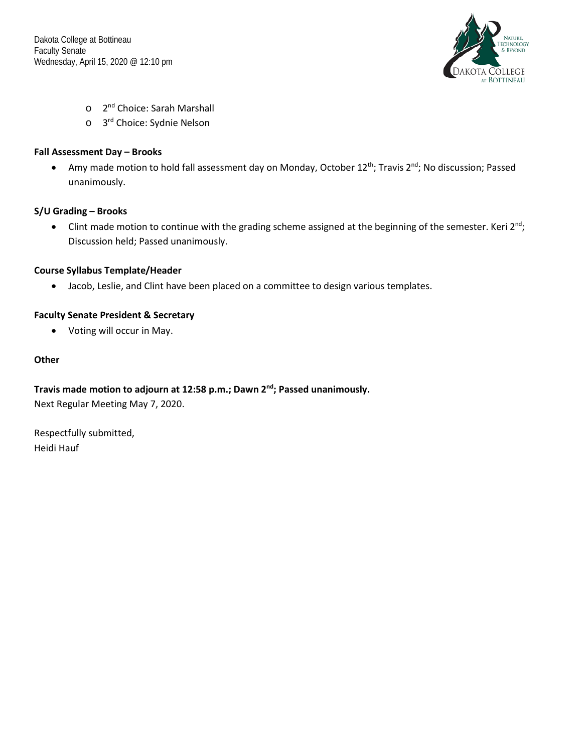- 2nd Choice: Sarah Marshall
- 3rd Choice: Sydnie Nelson

**Fall Assessment Day – Brooks**

- Amy made motion to hold fall assessment day on Monday, October 12th; Travis 2nd; No discussion; Passed unanimously.

**S/U Grading – Brooks**

- Clint made motion to continue with the grading scheme assigned at the beginning of the semester. Keri 2nd; Discussion held; Passed unanimously.

**Course Syllabus Template/Header**

- Jacob, Leslie, and Clint have been placed on a committee to design various templates.

**Faculty Senate President & Secretary**

- Voting will occur in May.

**Other**

**Travis made motion to adjourn at 12:58 p.m.; Dawn 2nd; Passed unanimously.**

Next Regular Meeting May 7, 2020.

Respectfully submitted,
Heidi Hauf